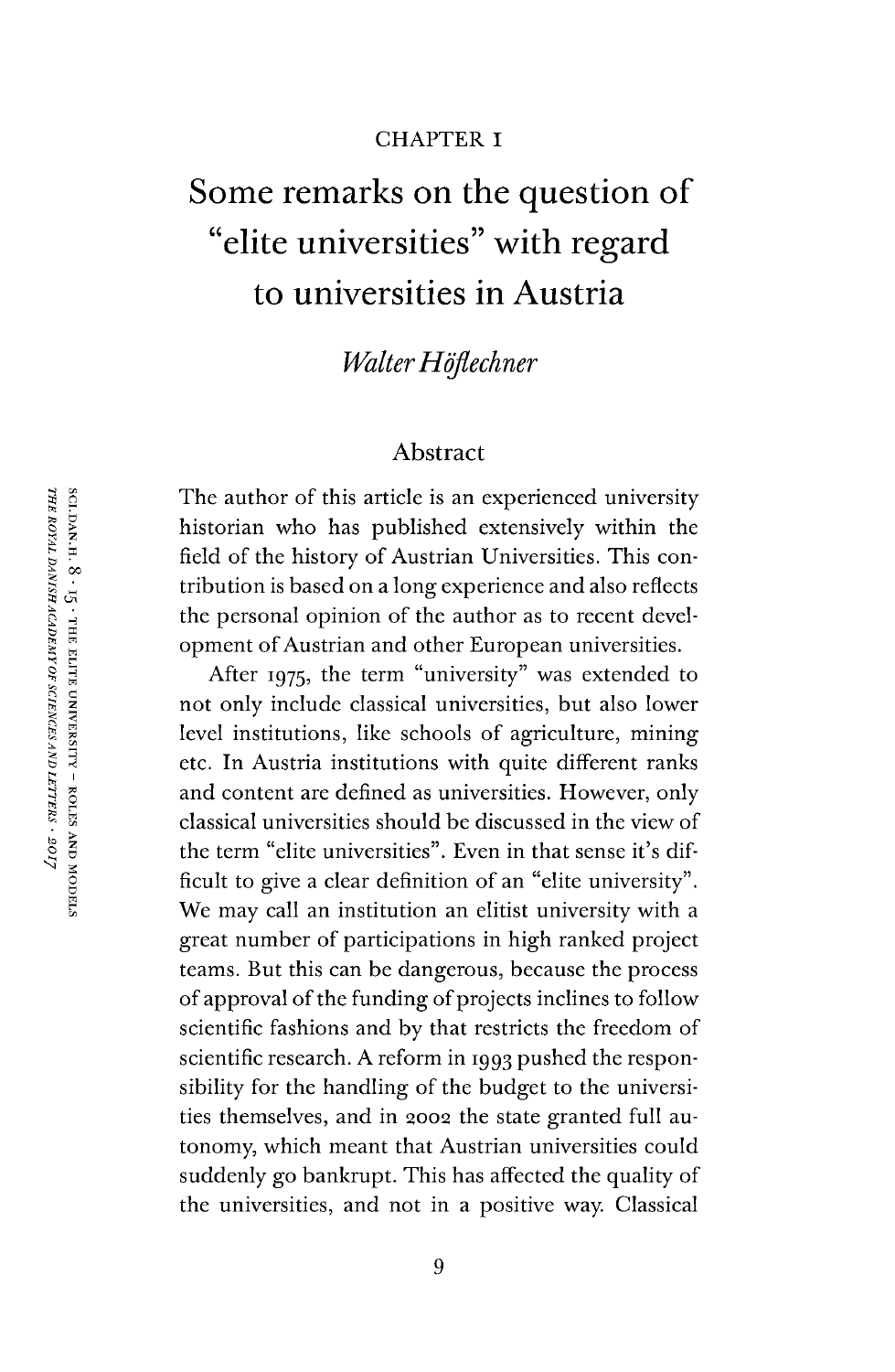CHAPTER 1

# Some remarks on the question of "elite universities" with regard to universities in Austria

*Walter Höflechner*

## Abstract

The author of this article is an experienced university historian who has published extensively within the field of the history of Austrian Universities. This contribution is based on a long experience and also reflects the personal opinion of the author as to recent development of Austrian and other European universities.

After 1975, the term "university" was extended to not only include classical universities, but also lower level institutions, like schools of agriculture, mining etc. In Austria institutions with quite different ranks and content are defined as universities. However, only classical universities should be discussed in the view of the term "elite universities". Even in that sense it's difficult to give a clear definition of an "elite university". We may call an institution an elitist university with a great number of participations in high ranked project teams. But this can be dangerous, because the process of approval of the funding of projects inclines to follow scientific fashions and by that restricts the freedom of scientific research. A reform in 1993 pushed the responsibility for the handling of the budget to the universities themselves, and in 2002 the state granted full autonomy, which meant that Austrian universities could suddenly go bankrupt. This has affected the quality of the universities, and not in a positive way. Classical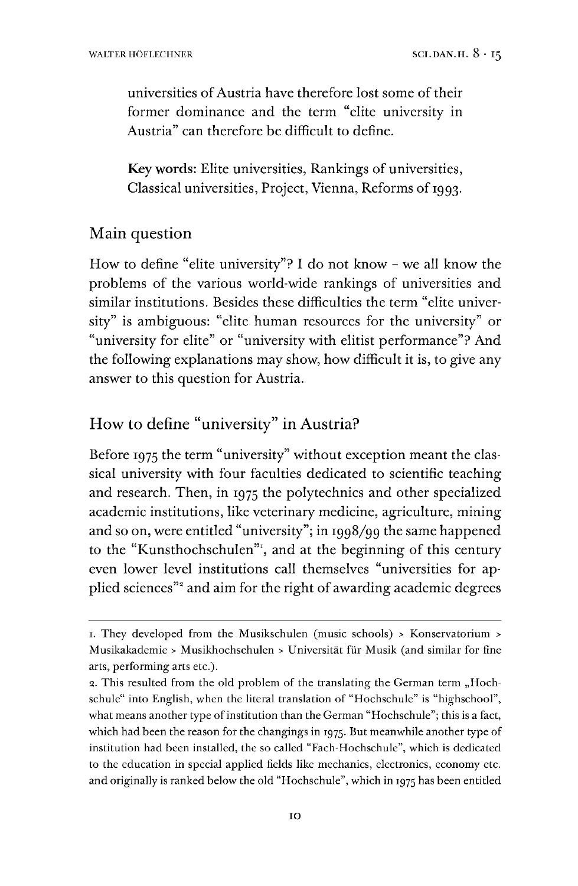universities of Austria have therefore lost some of their former dominance and the term "elite university in Austria" can therefore be difficult to define.

**Key words:** Elite universities, Rankings of universities, Classical universities, Project, Vienna, Reforms of 1993.

## Main question

How to define "elite university"? I do not know – we all know the problems of the various world-wide rankings of universities and similar institutions. Besides these difficulties the term "elite university" is ambiguous: "elite human resources for the university" or "university for elite" or "university with elitist performance"? And the following explanations may show, how difficult it is, to give any answer to this question for Austria.

## How to define "university" in Austria?

Before 1975 the term "university" without exception meant the classical university with four faculties dedicated to scientific teaching and research. Then, in 1975 the polytechnics and other specialized academic institutions, like veterinary medicine, agriculture, mining and so on, were entitled "university"; in 1998/99 the same happened to the "Kunsthochschulen"[1], and at the beginning of this century even lower level institutions call themselves "universities for applied sciences"[2] and aim for the right of awarding academic degrees

---

1. They developed from the Musikschulen (music schools) > Konservatorium > Musikakademie > Musikhochschulen > Universität für Musik (and similar for fine arts, performing arts etc.).

2. This resulted from the old problem of the translating the German term „Hochschule" into English, when the literal translation of "Hochschule" is "highschool", what means another type of institution than the German "Hochschule"; this is a fact, which had been the reason for the changings in 1975. But meanwhile another type of institution had been installed, the so called "Fach-Hochschule", which is dedicated to the education in special applied fields like mechanics, electronics, economy etc. and originally is ranked below the old "Hochschule", which in 1975 has been entitled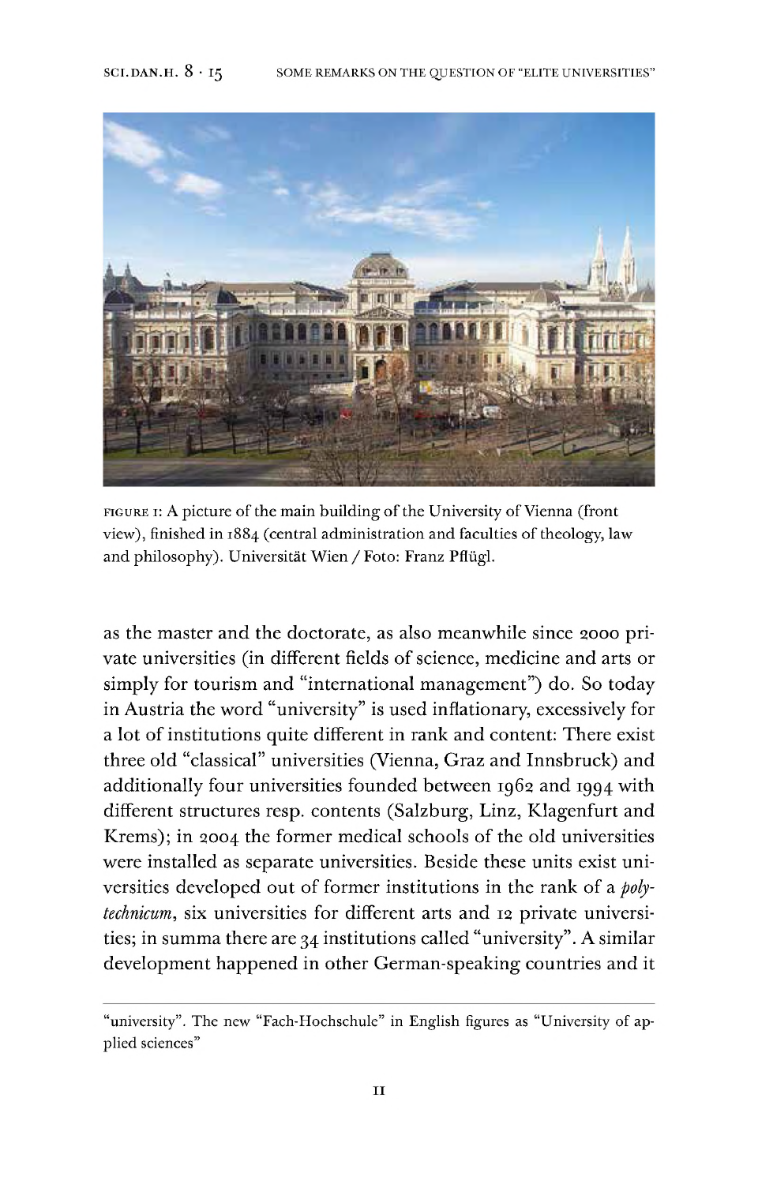FIGURE 1: A picture of the main building of the University of Vienna (front view), finished in 1884 (central administration and faculties of theology, law and philosophy). Universität Wien / Foto: Franz Pflügl.

as the master and the doctorate, as also meanwhile since 2000 private universities (in different fields of science, medicine and arts or simply for tourism and "international management") do. So today in Austria the word "university" is used inflationary, excessively for a lot of institutions quite different in rank and content: There exist three old "classical" universities (Vienna, Graz and Innsbruck) and additionally four universities founded between 1962 and 1994 with different structures resp. contents (Salzburg, Linz, Klagenfurt and Krems); in 2004 the former medical schools of the old universities were installed as separate universities. Beside these units exist universities developed out of former institutions in the rank of a *polytechnicum*, six universities for different arts and 12 private universities; in summa there are 34 institutions called "university". A similar development happened in other German-speaking countries and it

"university". The new "Fach-Hochschule" in English figures as "University of applied sciences"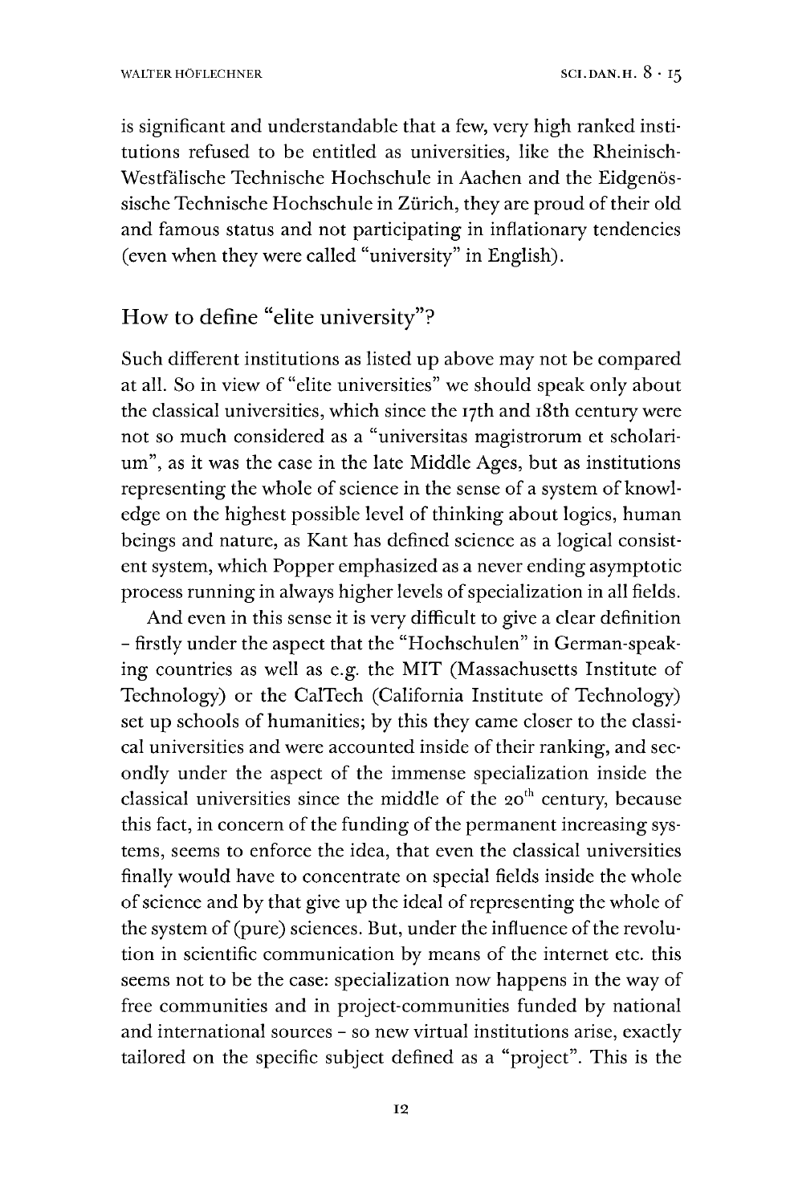is significant and understandable that a few, very high ranked institutions refused to be entitled as universities, like the Rheinisch-Westfälische Technische Hochschule in Aachen and the Eidgenössische Technische Hochschule in Zürich, they are proud of their old and famous status and not participating in inflationary tendencies (even when they were called "university" in English).

## How to define "elite university"?

Such different institutions as listed up above may not be compared at all. So in view of "elite universities" we should speak only about the classical universities, which since the 17th and 18th century were not so much considered as a "universitas magistrorum et scholarium", as it was the case in the late Middle Ages, but as institutions representing the whole of science in the sense of a system of knowledge on the highest possible level of thinking about logics, human beings and nature, as Kant has defined science as a logical consistent system, which Popper emphasized as a never ending asymptotic process running in always higher levels of specialization in all fields.

And even in this sense it is very difficult to give a clear definition – firstly under the aspect that the "Hochschulen" in German-speaking countries as well as e.g. the MIT (Massachusetts Institute of Technology) or the CalTech (California Institute of Technology) set up schools of humanities; by this they came closer to the classical universities and were accounted inside of their ranking, and secondly under the aspect of the immense specialization inside the classical universities since the middle of the 20th century, because this fact, in concern of the funding of the permanent increasing systems, seems to enforce the idea, that even the classical universities finally would have to concentrate on special fields inside the whole of science and by that give up the ideal of representing the whole of the system of (pure) sciences. But, under the influence of the revolution in scientific communication by means of the internet etc. this seems not to be the case: specialization now happens in the way of free communities and in project-communities funded by national and international sources – so new virtual institutions arise, exactly tailored on the specific subject defined as a "project". This is the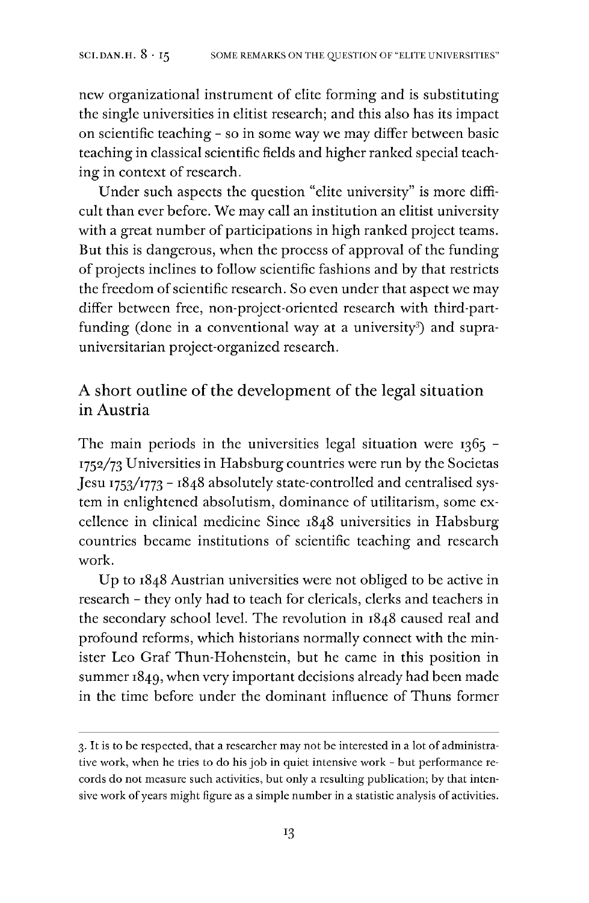new organizational instrument of elite forming and is substituting the single universities in elitist research; and this also has its impact on scientific teaching – so in some way we may differ between basic teaching in classical scientific fields and higher ranked special teaching in context of research.

Under such aspects the question "elite university" is more difficult than ever before. We may call an institution an elitist university with a great number of participations in high ranked project teams. But this is dangerous, when the process of approval of the funding of projects inclines to follow scientific fashions and by that restricts the freedom of scientific research. So even under that aspect we may differ between free, non-project-oriented research with third-part-funding (done in a conventional way at a university[3]) and supra-universitarian project-organized research.

## A short outline of the development of the legal situation in Austria

The main periods in the universities legal situation were 1365 – 1752/73 Universities in Habsburg countries were run by the Societas Jesu 1753/1773 – 1848 absolutely state-controlled and centralised system in enlightened absolutism, dominance of utilitarism, some excellence in clinical medicine Since 1848 universities in Habsburg countries became institutions of scientific teaching and research work.

Up to 1848 Austrian universities were not obliged to be active in research – they only had to teach for clericals, clerks and teachers in the secondary school level. The revolution in 1848 caused real and profound reforms, which historians normally connect with the minister Leo Graf Thun-Hohenstein, but he came in this position in summer 1849, when very important decisions already had been made in the time before under the dominant influence of Thuns former

3. It is to be respected, that a researcher may not be interested in a lot of administrative work, when he tries to do his job in quiet intensive work – but performance records do not measure such activities, but only a resulting publication; by that intensive work of years might figure as a simple number in a statistic analysis of activities.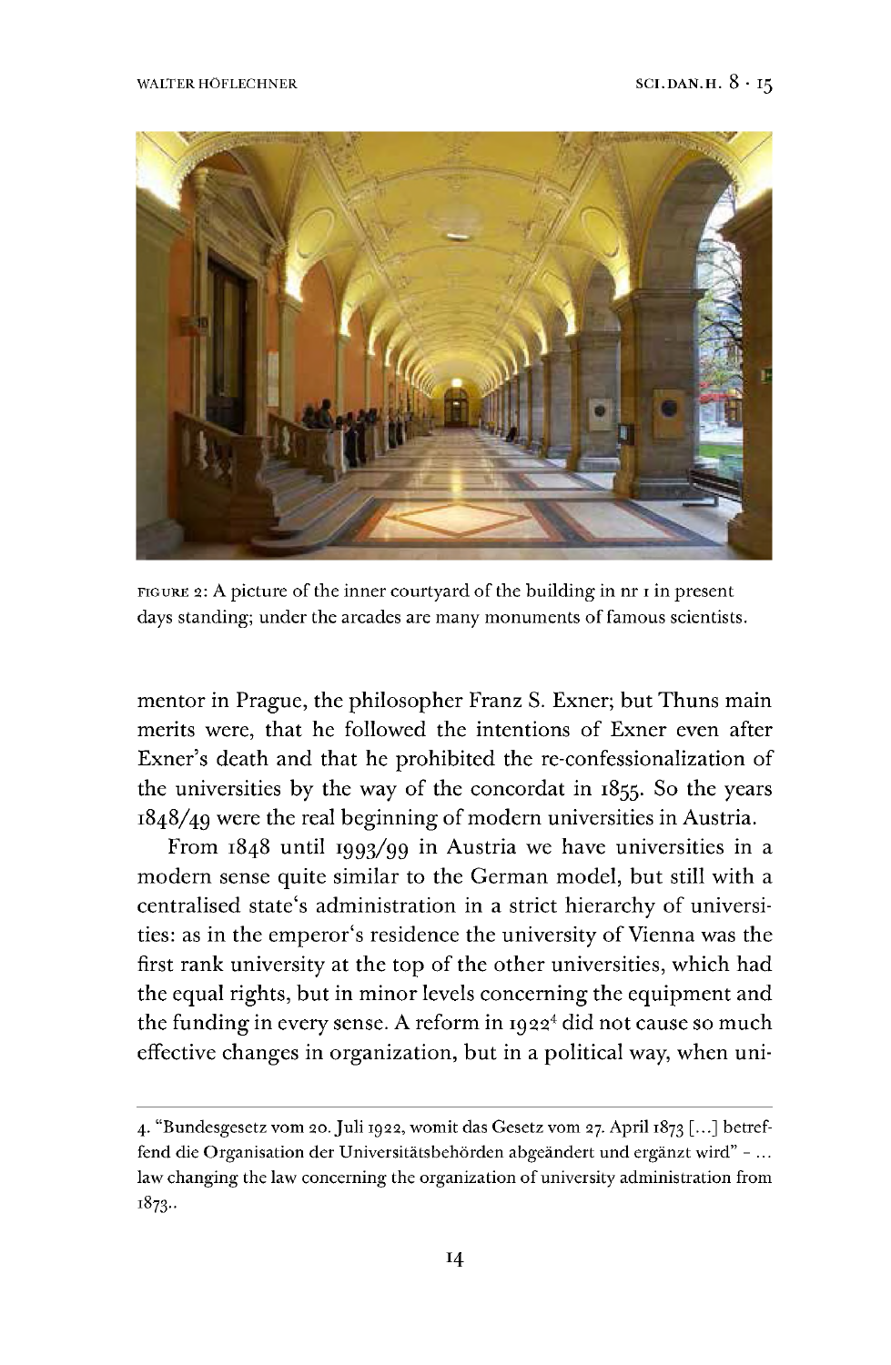FIGURE 2: A picture of the inner courtyard of the building in nr 1 in present days standing; under the arcades are many monuments of famous scientists.

mentor in Prague, the philosopher Franz S. Exner; but Thuns main merits were, that he followed the intentions of Exner even after Exner's death and that he prohibited the re-confessionalization of the universities by the way of the concordat in 1855. So the years 1848/49 were the real beginning of modern universities in Austria.

From 1848 until 1993/99 in Austria we have universities in a modern sense quite similar to the German model, but still with a centralised state's administration in a strict hierarchy of universities: as in the emperor's residence the university of Vienna was the first rank university at the top of the other universities, which had the equal rights, but in minor levels concerning the equipment and the funding in every sense. A reform in 1922[4] did not cause so much effective changes in organization, but in a political way, when uni-

4. "Bundesgesetz vom 20. Juli 1922, womit das Gesetz vom 27. April 1873 [...] betreffend die Organisation der Universitätsbehörden abgeändert und ergänzt wird" – ... law changing the law concerning the organization of university administration from 1873..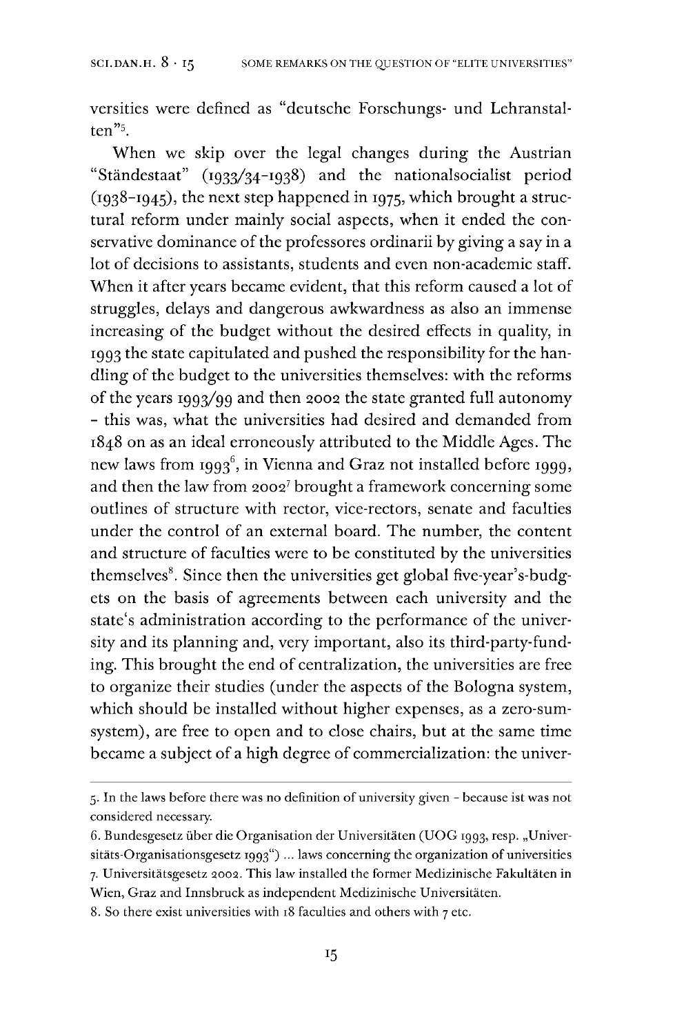versities were defined as "deutsche Forschungs- und Lehranstalten"[5].

When we skip over the legal changes during the Austrian "Ständestaat" (1933/34–1938) and the nationalsocialist period (1938–1945), the next step happened in 1975, which brought a structural reform under mainly social aspects, when it ended the conservative dominance of the professores ordinarii by giving a say in a lot of decisions to assistants, students and even non-academic staff. When it after years became evident, that this reform caused a lot of struggles, delays and dangerous awkwardness as also an immense increasing of the budget without the desired effects in quality, in 1993 the state capitulated and pushed the responsibility for the handling of the budget to the universities themselves: with the reforms of the years 1993/99 and then 2002 the state granted full autonomy – this was, what the universities had desired and demanded from 1848 on as an ideal erroneously attributed to the Middle Ages. The new laws from 1993[6], in Vienna and Graz not installed before 1999, and then the law from 2002[7] brought a framework concerning some outlines of structure with rector, vice-rectors, senate and faculties under the control of an external board. The number, the content and structure of faculties were to be constituted by the universities themselves[8]. Since then the universities get global five-year's-budgets on the basis of agreements between each university and the state's administration according to the performance of the university and its planning and, very important, also its third-party-funding. This brought the end of centralization, the universities are free to organize their studies (under the aspects of the Bologna system, which should be installed without higher expenses, as a zero-sum-system), are free to open and to close chairs, but at the same time became a subject of a high degree of commercialization: the univer-

---

5. In the laws before there was no definition of university given – because ist was not considered necessary.

6. Bundesgesetz über die Organisation der Universitäten (UOG 1993, resp. „Universitäts-Organisationsgesetz 1993") ... laws concerning the organization of universities

7. Universitätsgesetz 2002. This law installed the former Medizinische Fakultäten in Wien, Graz and Innsbruck as independent Medizinische Universitäten.

8. So there exist universities with 18 faculties and others with 7 etc.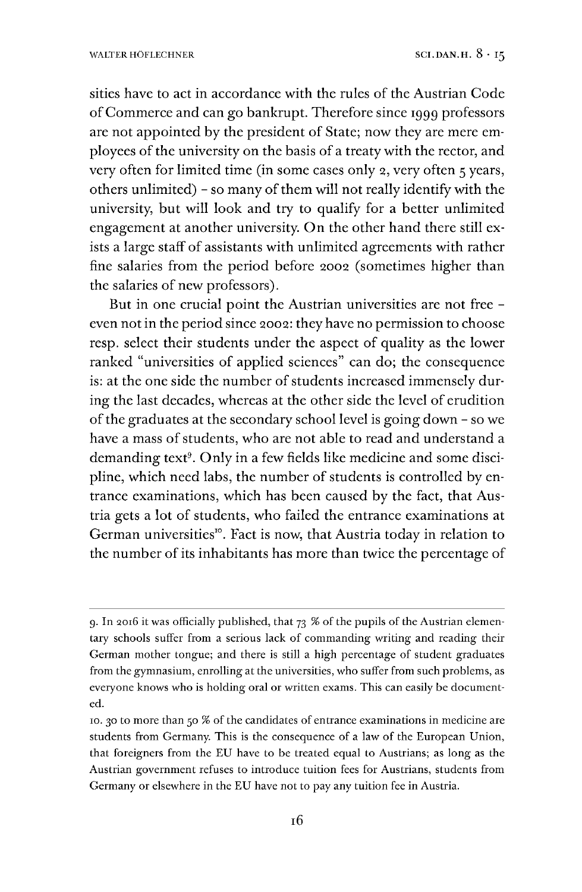sities have to act in accordance with the rules of the Austrian Code of Commerce and can go bankrupt. Therefore since 1999 professors are not appointed by the president of State; now they are mere employees of the university on the basis of a treaty with the rector, and very often for limited time (in some cases only 2, very often 5 years, others unlimited) – so many of them will not really identify with the university, but will look and try to qualify for a better unlimited engagement at another university. On the other hand there still exists a large staff of assistants with unlimited agreements with rather fine salaries from the period before 2002 (sometimes higher than the salaries of new professors).

But in one crucial point the Austrian universities are not free – even not in the period since 2002: they have no permission to choose resp. select their students under the aspect of quality as the lower ranked "universities of applied sciences" can do; the consequence is: at the one side the number of students increased immensely during the last decades, whereas at the other side the level of erudition of the graduates at the secondary school level is going down – so we have a mass of students, who are not able to read and understand a demanding text[9]. Only in a few fields like medicine and some discipline, which need labs, the number of students is controlled by entrance examinations, which has been caused by the fact, that Austria gets a lot of students, who failed the entrance examinations at German universities[10]. Fact is now, that Austria today in relation to the number of its inhabitants has more than twice the percentage of

---

9. In 2016 it was officially published, that 73 % of the pupils of the Austrian elementary schools suffer from a serious lack of commanding writing and reading their German mother tongue; and there is still a high percentage of student graduates from the gymnasium, enrolling at the universities, who suffer from such problems, as everyone knows who is holding oral or written exams. This can easily be documented.

10. 30 to more than 50 % of the candidates of entrance examinations in medicine are students from Germany. This is the consequence of a law of the European Union, that foreigners from the EU have to be treated equal to Austrians; as long as the Austrian government refuses to introduce tuition fees for Austrians, students from Germany or elsewhere in the EU have not to pay any tuition fee in Austria.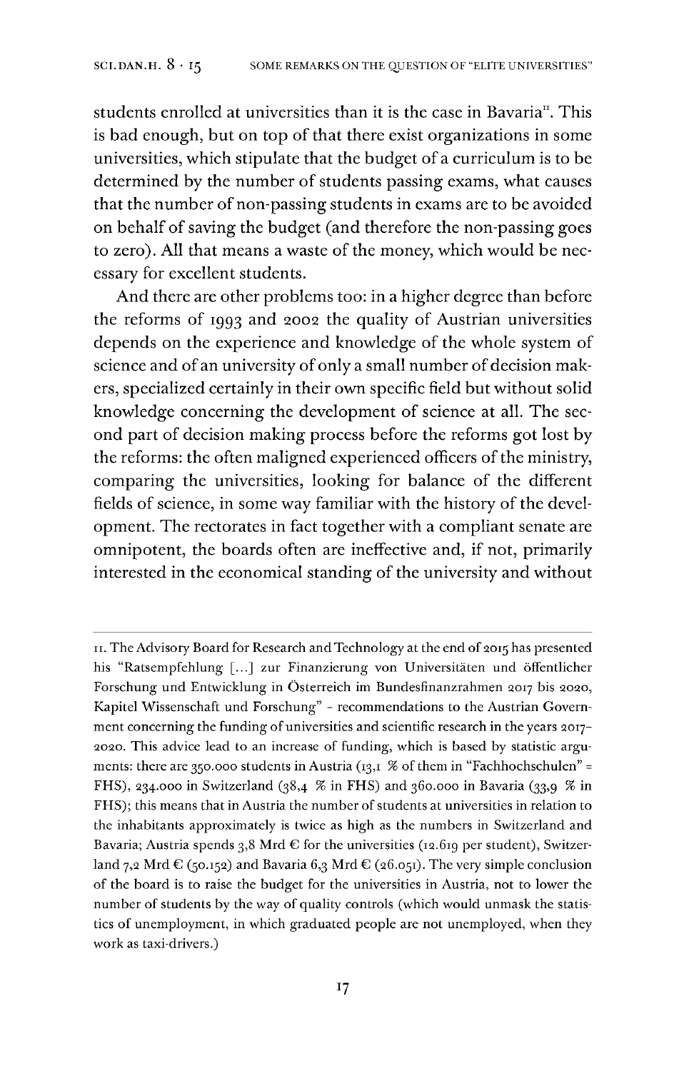students enrolled at universities than it is the case in Bavaria[11]. This is bad enough, but on top of that there exist organizations in some universities, which stipulate that the budget of a curriculum is to be determined by the number of students passing exams, what causes that the number of non-passing students in exams are to be avoided on behalf of saving the budget (and therefore the non-passing goes to zero). All that means a waste of the money, which would be necessary for excellent students.

And there are other problems too: in a higher degree than before the reforms of 1993 and 2002 the quality of Austrian universities depends on the experience and knowledge of the whole system of science and of an university of only a small number of decision makers, specialized certainly in their own specific field but without solid knowledge concerning the development of science at all. The second part of decision making process before the reforms got lost by the reforms: the often maligned experienced officers of the ministry, comparing the universities, looking for balance of the different fields of science, in some way familiar with the history of the development. The rectorates in fact together with a compliant senate are omnipotent, the boards often are ineffective and, if not, primarily interested in the economical standing of the university and without

---

11. The Advisory Board for Research and Technology at the end of 2015 has presented his "Ratsempfehlung [...] zur Finanzierung von Universitäten und öffentlicher Forschung und Entwicklung in Österreich im Bundesfinanzrahmen 2017 bis 2020, Kapitel Wissenschaft und Forschung" – recommendations to the Austrian Government concerning the funding of universities and scientific research in the years 2017–2020. This advice lead to an increase of funding, which is based by statistic arguments: there are 350.000 students in Austria (13,1 % of them in "Fachhochschulen" = FHS), 234.000 in Switzerland (38,4 % in FHS) and 360.000 in Bavaria (33,9 % in FHS); this means that in Austria the number of students at universities in relation to the inhabitants approximately is twice as high as the numbers in Switzerland and Bavaria; Austria spends 3,8 Mrd € for the universities (12.619 per student), Switzerland 7,2 Mrd € (50.152) and Bavaria 6,3 Mrd € (26.051). The very simple conclusion of the board is to raise the budget for the universities in Austria, not to lower the number of students by the way of quality controls (which would unmask the statistics of unemployment, in which graduated people are not unemployed, when they work as taxi-drivers.)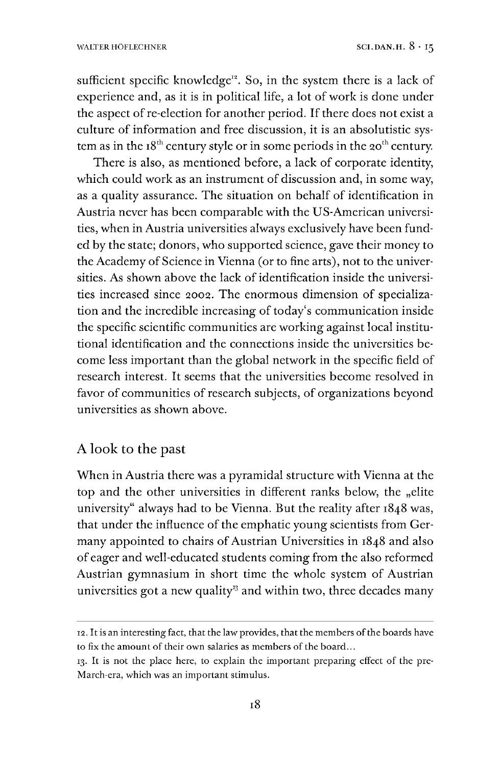sufficient specific knowledge[12]. So, in the system there is a lack of experience and, as it is in political life, a lot of work is done under the aspect of re-election for another period. If there does not exist a culture of information and free discussion, it is an absolutistic system as in the 18th century style or in some periods in the 20th century.

There is also, as mentioned before, a lack of corporate identity, which could work as an instrument of discussion and, in some way, as a quality assurance. The situation on behalf of identification in Austria never has been comparable with the US-American universities, when in Austria universities always exclusively have been funded by the state; donors, who supported science, gave their money to the Academy of Science in Vienna (or to fine arts), not to the universities. As shown above the lack of identification inside the universities increased since 2002. The enormous dimension of specialization and the incredible increasing of today's communication inside the specific scientific communities are working against local institutional identification and the connections inside the universities become less important than the global network in the specific field of research interest. It seems that the universities become resolved in favor of communities of research subjects, of organizations beyond universities as shown above.

## A look to the past

When in Austria there was a pyramidal structure with Vienna at the top and the other universities in different ranks below, the „elite university" always had to be Vienna. But the reality after 1848 was, that under the influence of the emphatic young scientists from Germany appointed to chairs of Austrian Universities in 1848 and also of eager and well-educated students coming from the also reformed Austrian gymnasium in short time the whole system of Austrian universities got a new quality[13] and within two, three decades many

---

12. It is an interesting fact, that the law provides, that the members of the boards have to fix the amount of their own salaries as members of the board...

13. It is not the place here, to explain the important preparing effect of the pre-March-era, which was an important stimulus.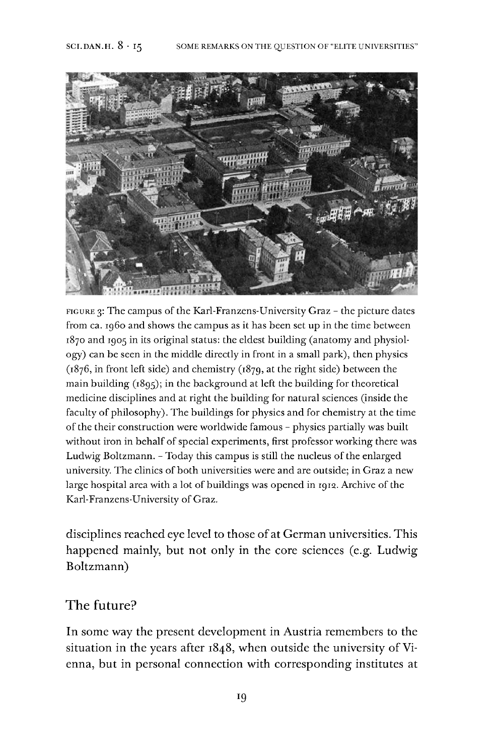FIGURE 3: The campus of the Karl-Franzens-University Graz – the picture dates from ca. 1960 and shows the campus as it has been set up in the time between 1870 and 1905 in its original status: the eldest building (anatomy and physiology) can be seen in the middle directly in front in a small park), then physics (1876, in front left side) and chemistry (1879, at the right side) between the main building (1895); in the background at left the building for theoretical medicine disciplines and at right the building for natural sciences (inside the faculty of philosophy). The buildings for physics and for chemistry at the time of the their construction were worldwide famous – physics partially was built without iron in behalf of special experiments, first professor working there was Ludwig Boltzmann. – Today this campus is still the nucleus of the enlarged university. The clinics of both universities were and are outside; in Graz a new large hospital area with a lot of buildings was opened in 1912. Archive of the Karl-Franzens-University of Graz.

disciplines reached eye level to those of at German universities. This happened mainly, but not only in the core sciences (e.g. Ludwig Boltzmann)

## The future?

In some way the present development in Austria remembers to the situation in the years after 1848, when outside the university of Vienna, but in personal connection with corresponding institutes at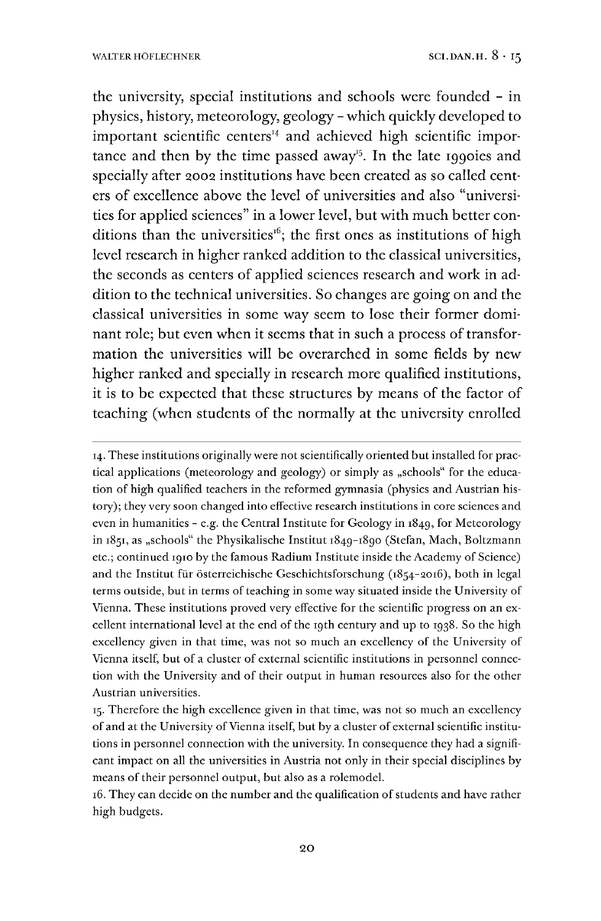the university, special institutions and schools were founded – in physics, history, meteorology, geology – which quickly developed to important scientific centers[14] and achieved high scientific importance and then by the time passed away[15]. In the late 1990ies and specially after 2002 institutions have been created as so called centers of excellence above the level of universities and also "universities for applied sciences" in a lower level, but with much better conditions than the universities[16]; the first ones as institutions of high level research in higher ranked addition to the classical universities, the seconds as centers of applied sciences research and work in addition to the technical universities. So changes are going on and the classical universities in some way seem to lose their former dominant role; but even when it seems that in such a process of transformation the universities will be overarched in some fields by new higher ranked and specially in research more qualified institutions, it is to be expected that these structures by means of the factor of teaching (when students of the normally at the university enrolled

---

14. These institutions originally were not scientifically oriented but installed for practical applications (meteorology and geology) or simply as „schools" for the education of high qualified teachers in the reformed gymnasia (physics and Austrian history); they very soon changed into effective research institutions in core sciences and even in humanities – e.g. the Central Institute for Geology in 1849, for Meteorology in 1851, as „schools" the Physikalische Institut 1849-1890 (Stefan, Mach, Boltzmann etc.; continued 1910 by the famous Radium Institute inside the Academy of Science) and the Institut für österreichische Geschichtsforschung (1854-2016), both in legal terms outside, but in terms of teaching in some way situated inside the University of Vienna. These institutions proved very effective for the scientific progress on an excellent international level at the end of the 19th century and up to 1938. So the high excellency given in that time, was not so much an excellency of the University of Vienna itself, but of a cluster of external scientific institutions in personnel connection with the University and of their output in human resources also for the other Austrian universities.

15. Therefore the high excellence given in that time, was not so much an excellency of and at the University of Vienna itself, but by a cluster of external scientific institutions in personnel connection with the university. In consequence they had a significant impact on all the universities in Austria not only in their special disciplines by means of their personnel output, but also as a rolemodel.

16. They can decide on the number and the qualification of students and have rather high budgets.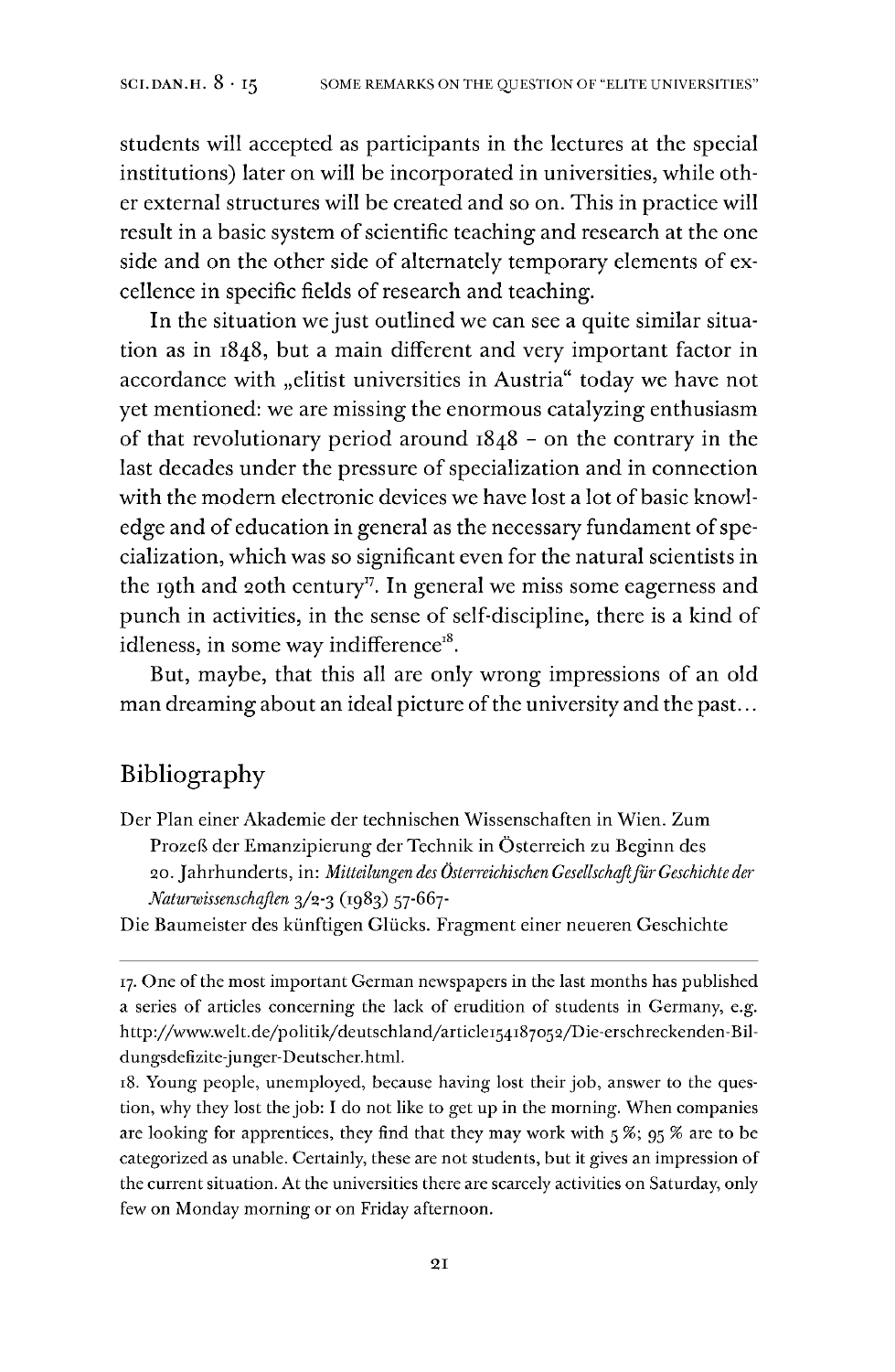students will accepted as participants in the lectures at the special institutions) later on will be incorporated in universities, while other external structures will be created and so on. This in practice will result in a basic system of scientific teaching and research at the one side and on the other side of alternately temporary elements of excellence in specific fields of research and teaching.

In the situation we just outlined we can see a quite similar situation as in 1848, but a main different and very important factor in accordance with „elitist universities in Austria" today we have not yet mentioned: we are missing the enormous catalyzing enthusiasm of that revolutionary period around 1848 – on the contrary in the last decades under the pressure of specialization and in connection with the modern electronic devices we have lost a lot of basic knowledge and of education in general as the necessary fundament of specialization, which was so significant even for the natural scientists in the 19th and 20th century[17]. In general we miss some eagerness and punch in activities, in the sense of self-discipline, there is a kind of idleness, in some way indifference[18].

But, maybe, that this all are only wrong impressions of an old man dreaming about an ideal picture of the university and the past…

## Bibliography

Der Plan einer Akademie der technischen Wissenschaften in Wien. Zum Prozeß der Emanzipierung der Technik in Österreich zu Beginn des 20. Jahrhunderts, in: *Mitteilungen des Österreichischen Gesellschaft für Geschichte der Naturwissenschaften* 3/2-3 (1983) 57-667-

Die Baumeister des künftigen Glücks. Fragment einer neueren Geschichte

---

17. One of the most important German newspapers in the last months has published a series of articles concerning the lack of erudition of students in Germany, e.g. http://www.welt.de/politik/deutschland/article154187052/Die-erschreckenden-Bildungsdefizite-junger-Deutscher.html.

18. Young people, unemployed, because having lost their job, answer to the question, why they lost the job: I do not like to get up in the morning. When companies are looking for apprentices, they find that they may work with 5 %; 95 % are to be categorized as unable. Certainly, these are not students, but it gives an impression of the current situation. At the universities there are scarcely activities on Saturday, only few on Monday morning or on Friday afternoon.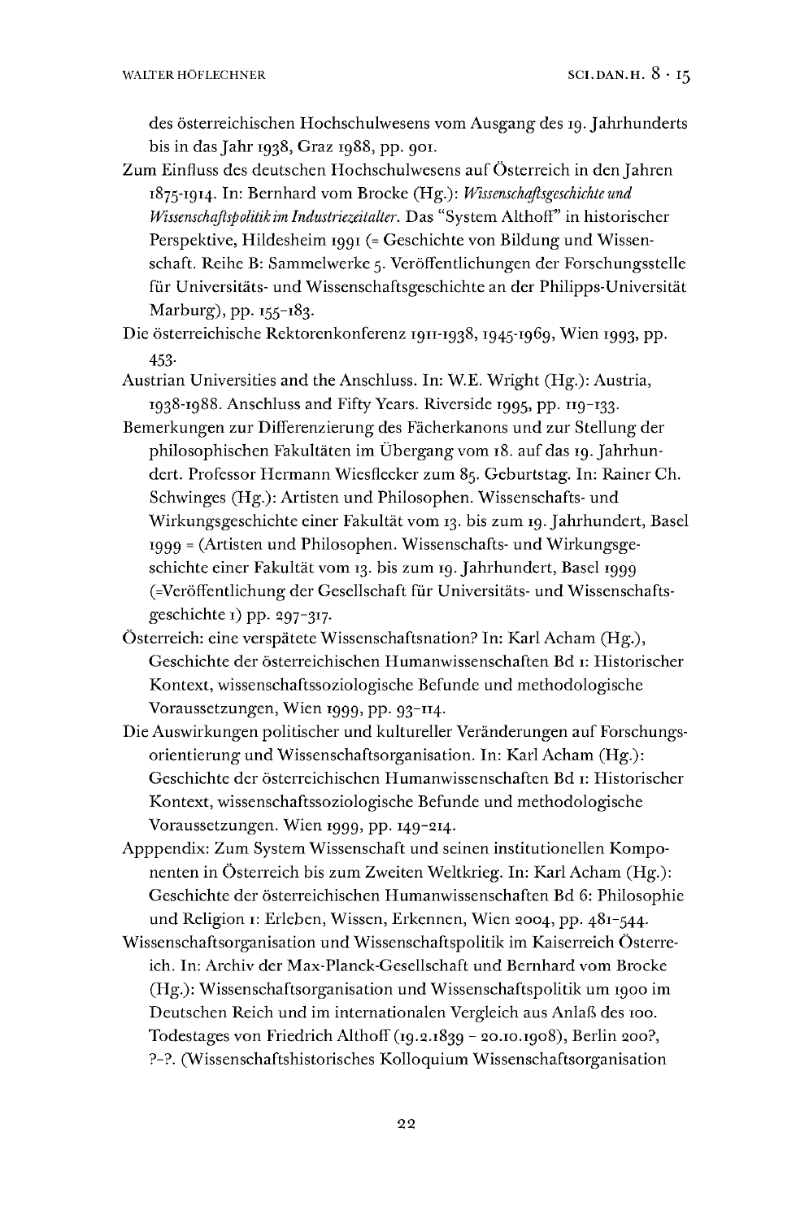des österreichischen Hochschulwesens vom Ausgang des 19. Jahrhunderts bis in das Jahr 1938, Graz 1988, pp. 901.

Zum Einfluss des deutschen Hochschulwesens auf Österreich in den Jahren 1875-1914. In: Bernhard vom Brocke (Hg.): *Wissenschaftsgeschichte und Wissenschaftspolitik im Industriezeitalter*. Das "System Althoff" in historischer Perspektive, Hildesheim 1991 (= Geschichte von Bildung und Wissenschaft. Reihe B: Sammelwerke 5. Veröffentlichungen der Forschungsstelle für Universitäts- und Wissenschaftsgeschichte an der Philipps-Universität Marburg), pp. 155-183.

Die österreichische Rektorenkonferenz 1911-1938, 1945-1969, Wien 1993, pp. 453.

Austrian Universities and the Anschluss. In: W.E. Wright (Hg.): Austria, 1938-1988. Anschluss and Fifty Years. Riverside 1995, pp. 119-133.

Bemerkungen zur Differenzierung des Fächerkanons und zur Stellung der philosophischen Fakultäten im Übergang vom 18. auf das 19. Jahrhundert. Professor Hermann Wiesflecker zum 85. Geburtstag. In: Rainer Ch. Schwinges (Hg.): Artisten und Philosophen. Wissenschafts- und Wirkungsgeschichte einer Fakultät vom 13. bis zum 19. Jahrhundert, Basel 1999 = (Artisten und Philosophen. Wissenschafts- und Wirkungsgeschichte einer Fakultät vom 13. bis zum 19. Jahrhundert, Basel 1999 (=Veröffentlichung der Gesellschaft für Universitäts- und Wissenschaftsgeschichte 1) pp. 297-317.

Österreich: eine verspätete Wissenschaftsnation? In: Karl Acham (Hg.), Geschichte der österreichischen Humanwissenschaften Bd 1: Historischer Kontext, wissenschaftssoziologische Befunde und methodologische Voraussetzungen, Wien 1999, pp. 93-114.

Die Auswirkungen politischer und kultureller Veränderungen auf Forschungsorientierung und Wissenschaftsorganisation. In: Karl Acham (Hg.): Geschichte der österreichischen Humanwissenschaften Bd 1: Historischer Kontext, wissenschaftssoziologische Befunde und methodologische Voraussetzungen. Wien 1999, pp. 149-214.

Apppendix: Zum System Wissenschaft und seinen institutionellen Komponenten in Österreich bis zum Zweiten Weltkrieg. In: Karl Acham (Hg.): Geschichte der österreichischen Humanwissenschaften Bd 6: Philosophie und Religion 1: Erleben, Wissen, Erkennen, Wien 2004, pp. 481-544.

Wissenschaftsorganisation und Wissenschaftspolitik im Kaiserreich Österreich. In: Archiv der Max-Planck-Gesellschaft und Bernhard vom Brocke (Hg.): Wissenschaftsorganisation und Wissenschaftspolitik um 1900 im Deutschen Reich und im internationalen Vergleich aus Anlaß des 100. Todestages von Friedrich Althoff (19.2.1839 – 20.10.1908), Berlin 200?, ?-?. (Wissenschaftshistorisches Kolloquium Wissenschaftsorganisation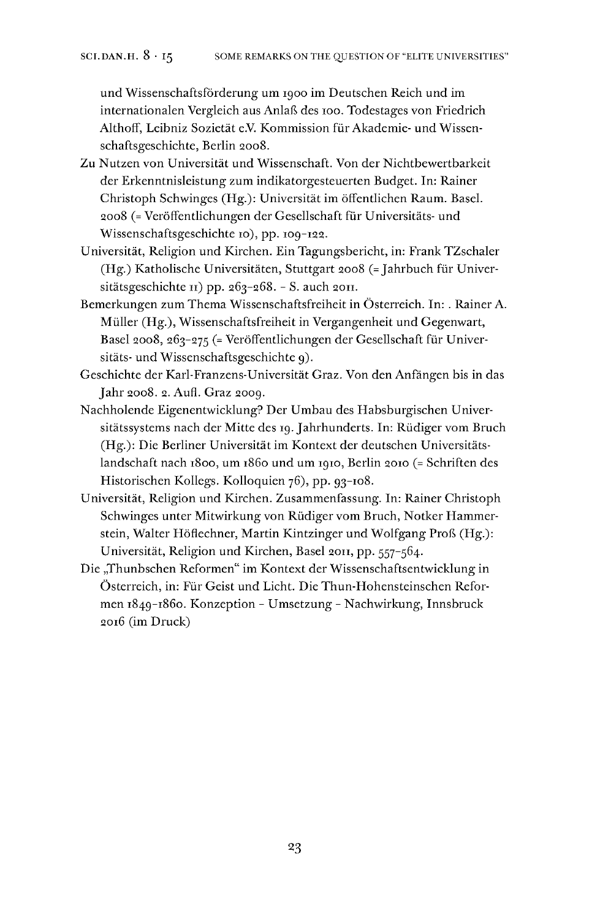und Wissenschaftsförderung um 1900 im Deutschen Reich und im internationalen Vergleich aus Anlaß des 100. Todestages von Friedrich Althoff, Leibniz Sozietät e.V. Kommission für Akademie- und Wissenschaftsgeschichte, Berlin 2008.

Zu Nutzen von Universität und Wissenschaft. Von der Nichtbewertbarkeit der Erkenntnisleistung zum indikatorgesteuerten Budget. In: Rainer Christoph Schwinges (Hg.): Universität im öffentlichen Raum. Basel. 2008 (= Veröffentlichungen der Gesellschaft für Universitäts- und Wissenschaftsgeschichte 10), pp. 109–122.

Universität, Religion und Kirchen. Ein Tagungsbericht, in: Frank TZschaler (Hg.) Katholische Universitäten, Stuttgart 2008 (= Jahrbuch für Universitätsgeschichte 11) pp. 263–268. – S. auch 2011.

Bemerkungen zum Thema Wissenschaftsfreiheit in Österreich. In: . Rainer A. Müller (Hg.), Wissenschaftsfreiheit in Vergangenheit und Gegenwart, Basel 2008, 263–275 (= Veröffentlichungen der Gesellschaft für Universitäts- und Wissenschaftsgeschichte 9).

Geschichte der Karl-Franzens-Universität Graz. Von den Anfängen bis in das Jahr 2008. 2. Aufl. Graz 2009.

Nachholende Eigenentwicklung? Der Umbau des Habsburgischen Universitätssystems nach der Mitte des 19. Jahrhunderts. In: Rüdiger vom Bruch (Hg.): Die Berliner Universität im Kontext der deutschen Universitätslandschaft nach 1800, um 1860 und um 1910, Berlin 2010 (= Schriften des Historischen Kollegs. Kolloquien 76), pp. 93–108.

Universität, Religion und Kirchen. Zusammenfassung. In: Rainer Christoph Schwinges unter Mitwirkung von Rüdiger vom Bruch, Notker Hammerstein, Walter Höflechner, Martin Kintzinger und Wolfgang Proß (Hg.): Universität, Religion und Kirchen, Basel 2011, pp. 557–564.

Die „Thunbschen Reformen" im Kontext der Wissenschaftsentwicklung in Österreich, in: Für Geist und Licht. Die Thun-Hohensteinschen Reformen 1849–1860. Konzeption – Umsetzung – Nachwirkung, Innsbruck 2016 (im Druck)